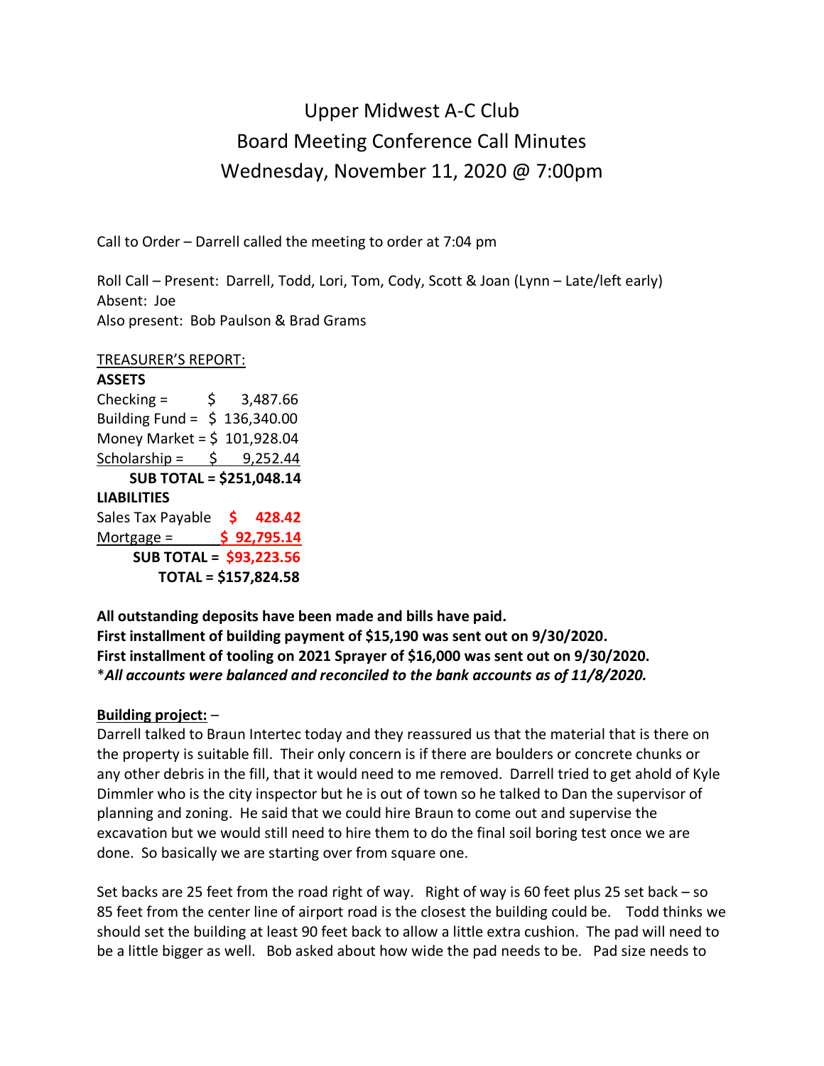# Upper Midwest A-C Club
## Board Meeting Conference Call Minutes
## Wednesday, November 11, 2020 @ 7:00pm

Call to Order – Darrell called the meeting to order at 7:04 pm

Roll Call – Present: Darrell, Todd, Lori, Tom, Cody, Scott & Joan (Lynn – Late/left early)
Absent: Joe
Also present: Bob Paulson & Brad Grams

TREASURER'S REPORT:

**ASSETS**

Checking = $ 3,487.66
Building Fund = $ 136,340.00
Money Market = $ 101,928.04
Scholarship = $ 9,252.44

**SUB TOTAL = $251,048.14**

**LIABILITIES**

Sales Tax Payable **$ 428.42**
Mortgage = **$ 92,795.14**

**SUB TOTAL = $93,223.56**

**TOTAL = $157,824.58**

**All outstanding deposits have been made and bills have paid.**
**First installment of building payment of $15,190 was sent out on 9/30/2020.**
**First installment of tooling on 2021 Sprayer of $16,000 was sent out on 9/30/2020.**
\****All accounts were balanced and reconciled to the bank accounts as of 11/8/2020.***

**Building project:** –

Darrell talked to Braun Intertec today and they reassured us that the material that is there on the property is suitable fill. Their only concern is if there are boulders or concrete chunks or any other debris in the fill, that it would need to me removed. Darrell tried to get ahold of Kyle Dimmler who is the city inspector but he is out of town so he talked to Dan the supervisor of planning and zoning. He said that we could hire Braun to come out and supervise the excavation but we would still need to hire them to do the final soil boring test once we are done. So basically we are starting over from square one.

Set backs are 25 feet from the road right of way. Right of way is 60 feet plus 25 set back – so 85 feet from the center line of airport road is the closest the building could be. Todd thinks we should set the building at least 90 feet back to allow a little extra cushion. The pad will need to be a little bigger as well. Bob asked about how wide the pad needs to be. Pad size needs to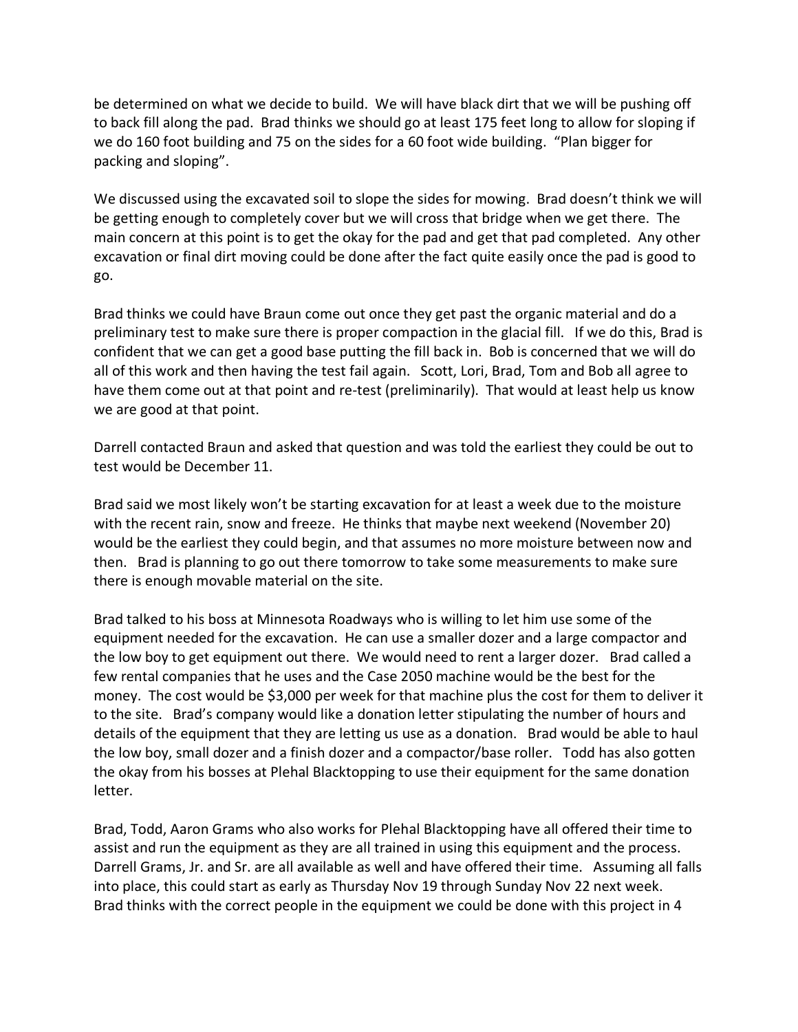be determined on what we decide to build. We will have black dirt that we will be pushing off to back fill along the pad. Brad thinks we should go at least 175 feet long to allow for sloping if we do 160 foot building and 75 on the sides for a 60 foot wide building. "Plan bigger for packing and sloping".

We discussed using the excavated soil to slope the sides for mowing. Brad doesn't think we will be getting enough to completely cover but we will cross that bridge when we get there. The main concern at this point is to get the okay for the pad and get that pad completed. Any other excavation or final dirt moving could be done after the fact quite easily once the pad is good to go.

Brad thinks we could have Braun come out once they get past the organic material and do a preliminary test to make sure there is proper compaction in the glacial fill. If we do this, Brad is confident that we can get a good base putting the fill back in. Bob is concerned that we will do all of this work and then having the test fail again. Scott, Lori, Brad, Tom and Bob all agree to have them come out at that point and re-test (preliminarily). That would at least help us know we are good at that point.

Darrell contacted Braun and asked that question and was told the earliest they could be out to test would be December 11.

Brad said we most likely won't be starting excavation for at least a week due to the moisture with the recent rain, snow and freeze. He thinks that maybe next weekend (November 20) would be the earliest they could begin, and that assumes no more moisture between now and then. Brad is planning to go out there tomorrow to take some measurements to make sure there is enough movable material on the site.

Brad talked to his boss at Minnesota Roadways who is willing to let him use some of the equipment needed for the excavation. He can use a smaller dozer and a large compactor and the low boy to get equipment out there. We would need to rent a larger dozer. Brad called a few rental companies that he uses and the Case 2050 machine would be the best for the money. The cost would be $3,000 per week for that machine plus the cost for them to deliver it to the site. Brad's company would like a donation letter stipulating the number of hours and details of the equipment that they are letting us use as a donation. Brad would be able to haul the low boy, small dozer and a finish dozer and a compactor/base roller. Todd has also gotten the okay from his bosses at Plehal Blacktopping to use their equipment for the same donation letter.

Brad, Todd, Aaron Grams who also works for Plehal Blacktopping have all offered their time to assist and run the equipment as they are all trained in using this equipment and the process. Darrell Grams, Jr. and Sr. are all available as well and have offered their time. Assuming all falls into place, this could start as early as Thursday Nov 19 through Sunday Nov 22 next week. Brad thinks with the correct people in the equipment we could be done with this project in 4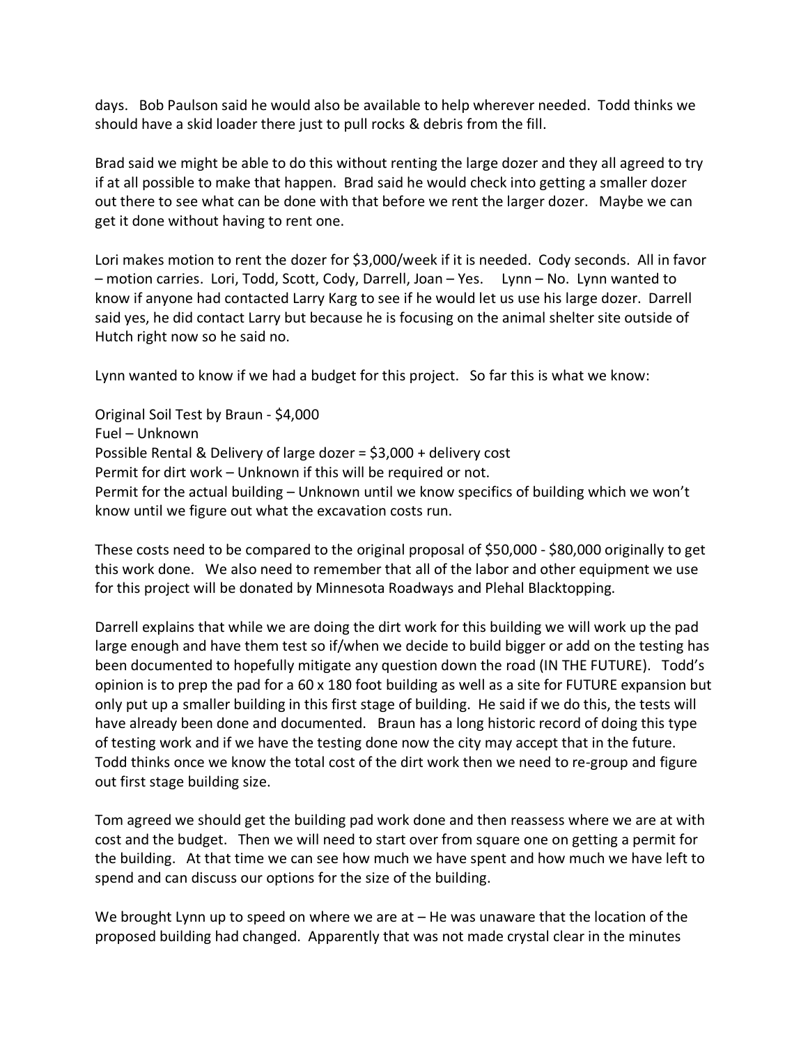days. Bob Paulson said he would also be available to help wherever needed. Todd thinks we should have a skid loader there just to pull rocks & debris from the fill.

Brad said we might be able to do this without renting the large dozer and they all agreed to try if at all possible to make that happen. Brad said he would check into getting a smaller dozer out there to see what can be done with that before we rent the larger dozer. Maybe we can get it done without having to rent one.

Lori makes motion to rent the dozer for $3,000/week if it is needed. Cody seconds. All in favor – motion carries. Lori, Todd, Scott, Cody, Darrell, Joan – Yes. Lynn – No. Lynn wanted to know if anyone had contacted Larry Karg to see if he would let us use his large dozer. Darrell said yes, he did contact Larry but because he is focusing on the animal shelter site outside of Hutch right now so he said no.

Lynn wanted to know if we had a budget for this project. So far this is what we know:

Original Soil Test by Braun - $4,000
Fuel – Unknown
Possible Rental & Delivery of large dozer = $3,000 + delivery cost
Permit for dirt work – Unknown if this will be required or not.
Permit for the actual building – Unknown until we know specifics of building which we won't know until we figure out what the excavation costs run.

These costs need to be compared to the original proposal of $50,000 - $80,000 originally to get this work done. We also need to remember that all of the labor and other equipment we use for this project will be donated by Minnesota Roadways and Plehal Blacktopping.

Darrell explains that while we are doing the dirt work for this building we will work up the pad large enough and have them test so if/when we decide to build bigger or add on the testing has been documented to hopefully mitigate any question down the road (IN THE FUTURE). Todd's opinion is to prep the pad for a 60 x 180 foot building as well as a site for FUTURE expansion but only put up a smaller building in this first stage of building. He said if we do this, the tests will have already been done and documented. Braun has a long historic record of doing this type of testing work and if we have the testing done now the city may accept that in the future. Todd thinks once we know the total cost of the dirt work then we need to re-group and figure out first stage building size.

Tom agreed we should get the building pad work done and then reassess where we are at with cost and the budget. Then we will need to start over from square one on getting a permit for the building. At that time we can see how much we have spent and how much we have left to spend and can discuss our options for the size of the building.

We brought Lynn up to speed on where we are at – He was unaware that the location of the proposed building had changed. Apparently that was not made crystal clear in the minutes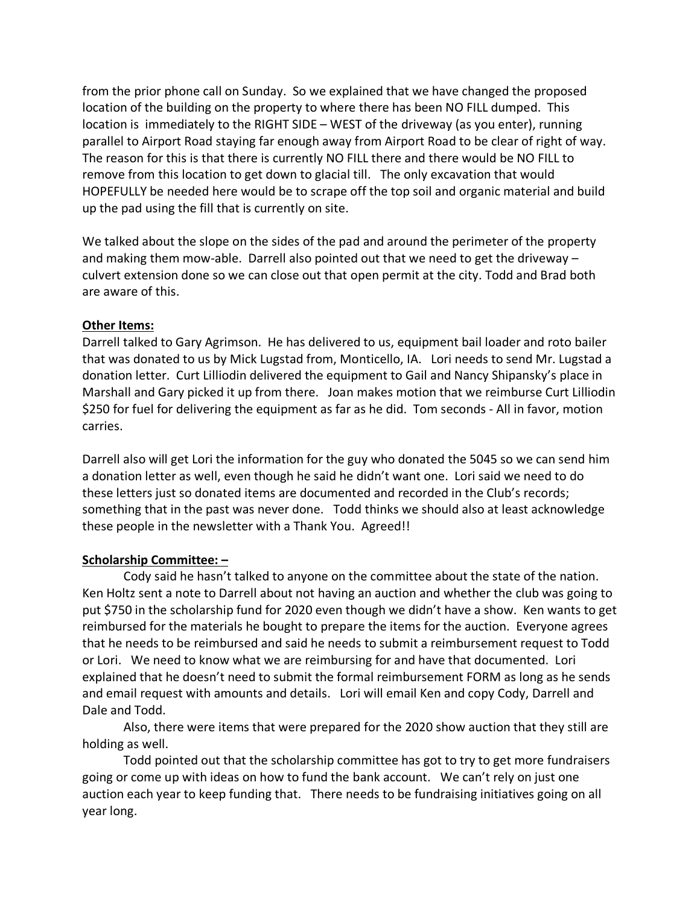from the prior phone call on Sunday. So we explained that we have changed the proposed location of the building on the property to where there has been NO FILL dumped. This location is immediately to the RIGHT SIDE – WEST of the driveway (as you enter), running parallel to Airport Road staying far enough away from Airport Road to be clear of right of way. The reason for this is that there is currently NO FILL there and there would be NO FILL to remove from this location to get down to glacial till. The only excavation that would HOPEFULLY be needed here would be to scrape off the top soil and organic material and build up the pad using the fill that is currently on site.

We talked about the slope on the sides of the pad and around the perimeter of the property and making them mow-able. Darrell also pointed out that we need to get the driveway – culvert extension done so we can close out that open permit at the city. Todd and Brad both are aware of this.

**Other Items:**

Darrell talked to Gary Agrimson. He has delivered to us, equipment bail loader and roto bailer that was donated to us by Mick Lugstad from, Monticello, IA. Lori needs to send Mr. Lugstad a donation letter. Curt Lilliodin delivered the equipment to Gail and Nancy Shipansky's place in Marshall and Gary picked it up from there. Joan makes motion that we reimburse Curt Lilliodin $250 for fuel for delivering the equipment as far as he did. Tom seconds - All in favor, motion carries.

Darrell also will get Lori the information for the guy who donated the 5045 so we can send him a donation letter as well, even though he said he didn't want one. Lori said we need to do these letters just so donated items are documented and recorded in the Club's records; something that in the past was never done. Todd thinks we should also at least acknowledge these people in the newsletter with a Thank You. Agreed!!

**Scholarship Committee: –**

Cody said he hasn't talked to anyone on the committee about the state of the nation. Ken Holtz sent a note to Darrell about not having an auction and whether the club was going to put $750 in the scholarship fund for 2020 even though we didn't have a show. Ken wants to get reimbursed for the materials he bought to prepare the items for the auction. Everyone agrees that he needs to be reimbursed and said he needs to submit a reimbursement request to Todd or Lori. We need to know what we are reimbursing for and have that documented. Lori explained that he doesn't need to submit the formal reimbursement FORM as long as he sends and email request with amounts and details. Lori will email Ken and copy Cody, Darrell and Dale and Todd.

Also, there were items that were prepared for the 2020 show auction that they still are holding as well.

Todd pointed out that the scholarship committee has got to try to get more fundraisers going or come up with ideas on how to fund the bank account. We can't rely on just one auction each year to keep funding that. There needs to be fundraising initiatives going on all year long.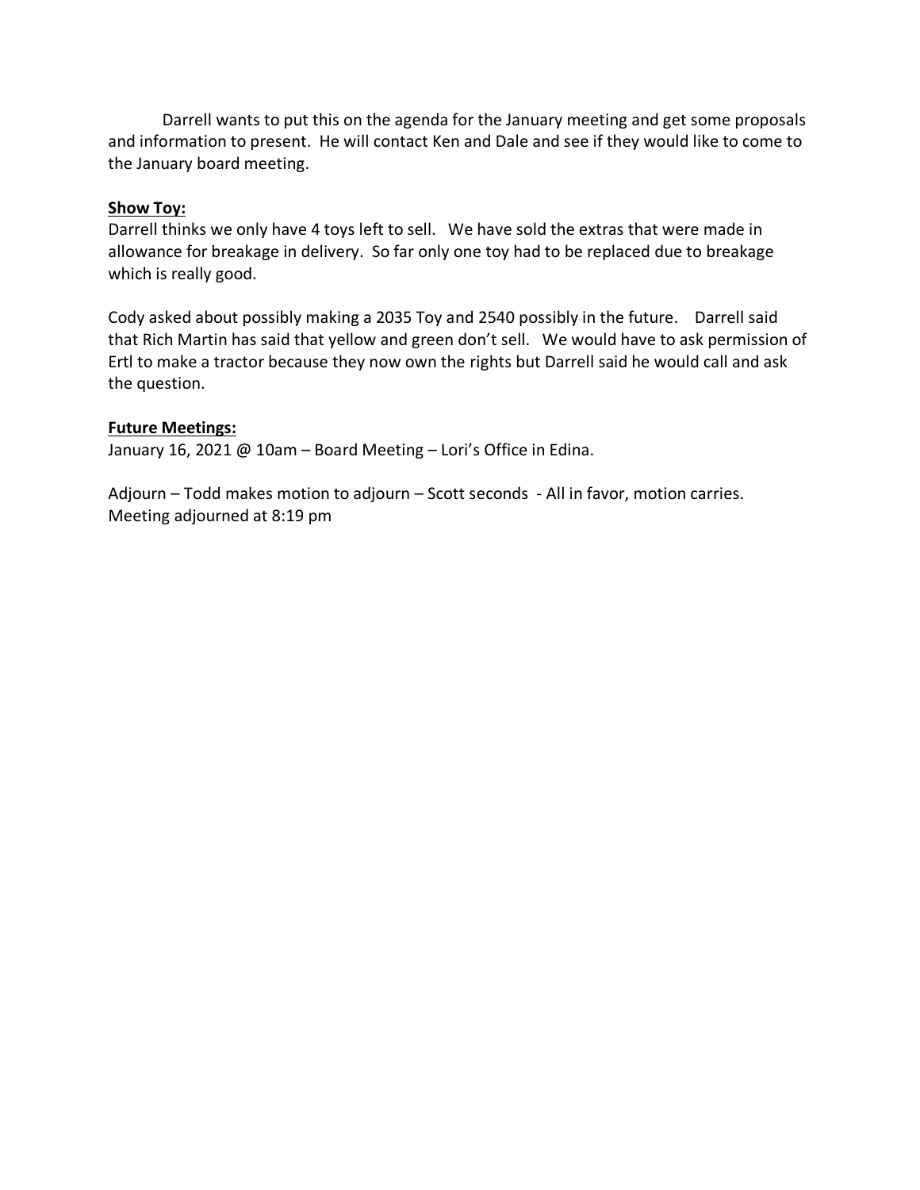Darrell wants to put this on the agenda for the January meeting and get some proposals and information to present. He will contact Ken and Dale and see if they would like to come to the January board meeting.

**Show Toy:**

Darrell thinks we only have 4 toys left to sell. We have sold the extras that were made in allowance for breakage in delivery. So far only one toy had to be replaced due to breakage which is really good.

Cody asked about possibly making a 2035 Toy and 2540 possibly in the future. Darrell said that Rich Martin has said that yellow and green don't sell. We would have to ask permission of Ertl to make a tractor because they now own the rights but Darrell said he would call and ask the question.

**Future Meetings:**

January 16, 2021 @ 10am – Board Meeting – Lori's Office in Edina.

Adjourn – Todd makes motion to adjourn – Scott seconds - All in favor, motion carries.
Meeting adjourned at 8:19 pm